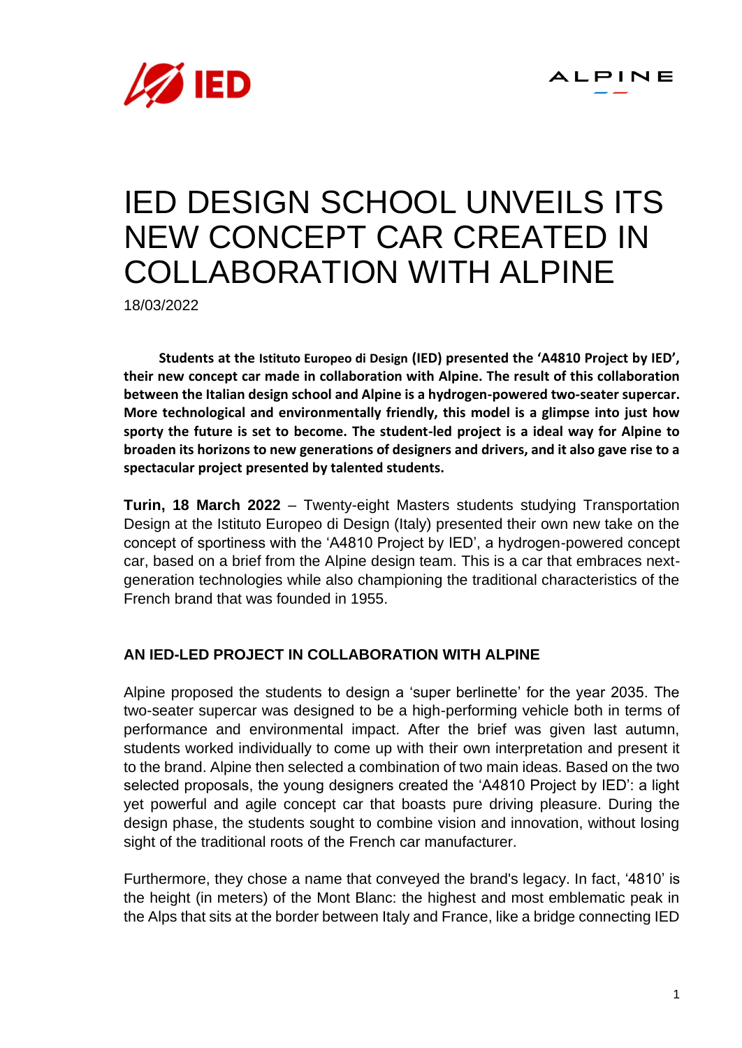# IED DESIGN SCHOOL UNVEILS ITS NEW CONCEPT CAR CREATED IN COLLABORATION WITH ALPINE

18/03/2022

**Students at the Istituto Europeo di Design (IED) presented the 'A4810 Project by IED', their new concept car made in collaboration with Alpine. The result of this collaboration between the Italian design school and Alpine is a hydrogen-powered two-seater supercar. More technological and environmentally friendly, this model is a glimpse into just how sporty the future is set to become. The student-led project is a ideal way for Alpine to broaden its horizons to new generations of designers and drivers, and it also gave rise to a spectacular project presented by talented students.**

**Turin, 18 March 2022** – Twenty-eight Masters students studying Transportation Design at the Istituto Europeo di Design (Italy) presented their own new take on the concept of sportiness with the 'A4810 Project by IED', a hydrogen-powered concept car, based on a brief from the Alpine design team. This is a car that embraces next-generation technologies while also championing the traditional characteristics of the French brand that was founded in 1955.

## AN IED-LED PROJECT IN COLLABORATION WITH ALPINE

Alpine proposed the students to design a 'super berlinette' for the year 2035. The two-seater supercar was designed to be a high-performing vehicle both in terms of performance and environmental impact. After the brief was given last autumn, students worked individually to come up with their own interpretation and present it to the brand. Alpine then selected a combination of two main ideas. Based on the two selected proposals, the young designers created the 'A4810 Project by IED': a light yet powerful and agile concept car that boasts pure driving pleasure. During the design phase, the students sought to combine vision and innovation, without losing sight of the traditional roots of the French car manufacturer.

Furthermore, they chose a name that conveyed the brand's legacy. In fact, '4810' is the height (in meters) of the Mont Blanc: the highest and most emblematic peak in the Alps that sits at the border between Italy and France, like a bridge connecting IED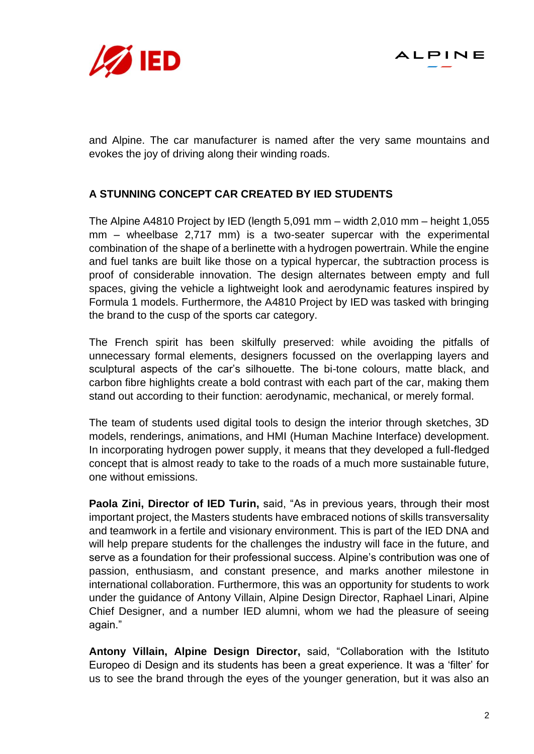and Alpine. The car manufacturer is named after the very same mountains and evokes the joy of driving along their winding roads.

## A STUNNING CONCEPT CAR CREATED BY IED STUDENTS

The Alpine A4810 Project by IED (length 5,091 mm – width 2,010 mm – height 1,055 mm – wheelbase 2,717 mm) is a two-seater supercar with the experimental combination of the shape of a berlinette with a hydrogen powertrain. While the engine and fuel tanks are built like those on a typical hypercar, the subtraction process is proof of considerable innovation. The design alternates between empty and full spaces, giving the vehicle a lightweight look and aerodynamic features inspired by Formula 1 models. Furthermore, the A4810 Project by IED was tasked with bringing the brand to the cusp of the sports car category.

The French spirit has been skilfully preserved: while avoiding the pitfalls of unnecessary formal elements, designers focussed on the overlapping layers and sculptural aspects of the car's silhouette. The bi-tone colours, matte black, and carbon fibre highlights create a bold contrast with each part of the car, making them stand out according to their function: aerodynamic, mechanical, or merely formal.

The team of students used digital tools to design the interior through sketches, 3D models, renderings, animations, and HMI (Human Machine Interface) development. In incorporating hydrogen power supply, it means that they developed a full-fledged concept that is almost ready to take to the roads of a much more sustainable future, one without emissions.

**Paola Zini, Director of IED Turin,** said, "As in previous years, through their most important project, the Masters students have embraced notions of skills transversality and teamwork in a fertile and visionary environment. This is part of the IED DNA and will help prepare students for the challenges the industry will face in the future, and serve as a foundation for their professional success. Alpine's contribution was one of passion, enthusiasm, and constant presence, and marks another milestone in international collaboration. Furthermore, this was an opportunity for students to work under the guidance of Antony Villain, Alpine Design Director, Raphael Linari, Alpine Chief Designer, and a number IED alumni, whom we had the pleasure of seeing again."

**Antony Villain, Alpine Design Director,** said, "Collaboration with the Istituto Europeo di Design and its students has been a great experience. It was a 'filter' for us to see the brand through the eyes of the younger generation, but it was also an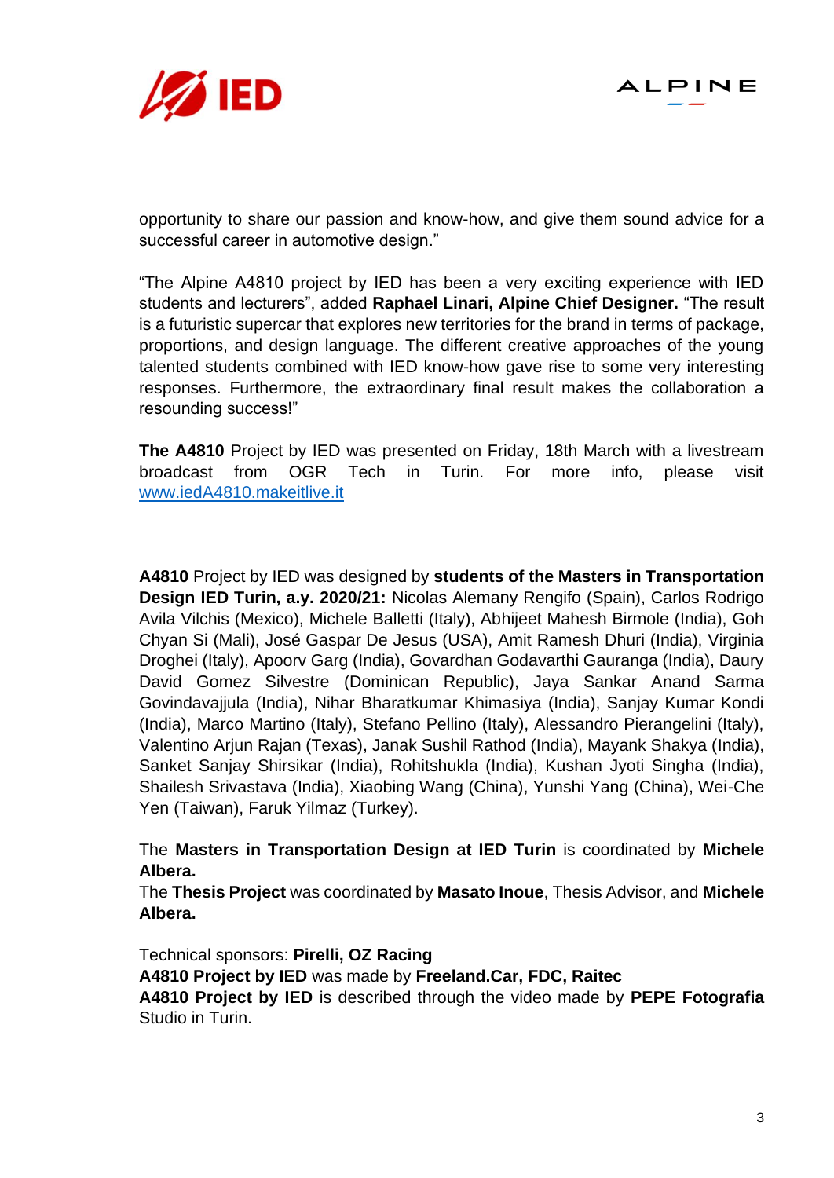opportunity to share our passion and know-how, and give them sound advice for a successful career in automotive design."

"The Alpine A4810 project by IED has been a very exciting experience with IED students and lecturers", added **Raphael Linari, Alpine Chief Designer.** "The result is a futuristic supercar that explores new territories for the brand in terms of package, proportions, and design language. The different creative approaches of the young talented students combined with IED know-how gave rise to some very interesting responses. Furthermore, the extraordinary final result makes the collaboration a resounding success!"

**The A4810** Project by IED was presented on Friday, 18th March with a livestream broadcast from OGR Tech in Turin. For more info, please visit [www.iedA4810.makeitlive.it](www.iedA4810.makeitlive.it)

**A4810** Project by IED was designed by **students of the Masters in Transportation Design IED Turin, a.y. 2020/21:** Nicolas Alemany Rengifo (Spain), Carlos Rodrigo Avila Vilchis (Mexico), Michele Balletti (Italy), Abhijeet Mahesh Birmole (India), Goh Chyan Si (Mali), José Gaspar De Jesus (USA), Amit Ramesh Dhuri (India), Virginia Droghei (Italy), Apoorv Garg (India), Govardhan Godavarthi Gauranga (India), Daury David Gomez Silvestre (Dominican Republic), Jaya Sankar Anand Sarma Govindavajjula (India), Nihar Bharatkumar Khimasiya (India), Sanjay Kumar Kondi (India), Marco Martino (Italy), Stefano Pellino (Italy), Alessandro Pierangelini (Italy), Valentino Arjun Rajan (Texas), Janak Sushil Rathod (India), Mayank Shakya (India), Sanket Sanjay Shirsikar (India), Rohitshukla (India), Kushan Jyoti Singha (India), Shailesh Srivastava (India), Xiaobing Wang (China), Yunshi Yang (China), Wei-Che Yen (Taiwan), Faruk Yilmaz (Turkey).

The **Masters in Transportation Design at IED Turin** is coordinated by **Michele Albera.**
The **Thesis Project** was coordinated by **Masato Inoue**, Thesis Advisor, and **Michele Albera.**

Technical sponsors: **Pirelli, OZ Racing**
**A4810 Project by IED** was made by **Freeland.Car, FDC, Raitec**
**A4810 Project by IED** is described through the video made by **PEPE Fotografia** Studio in Turin.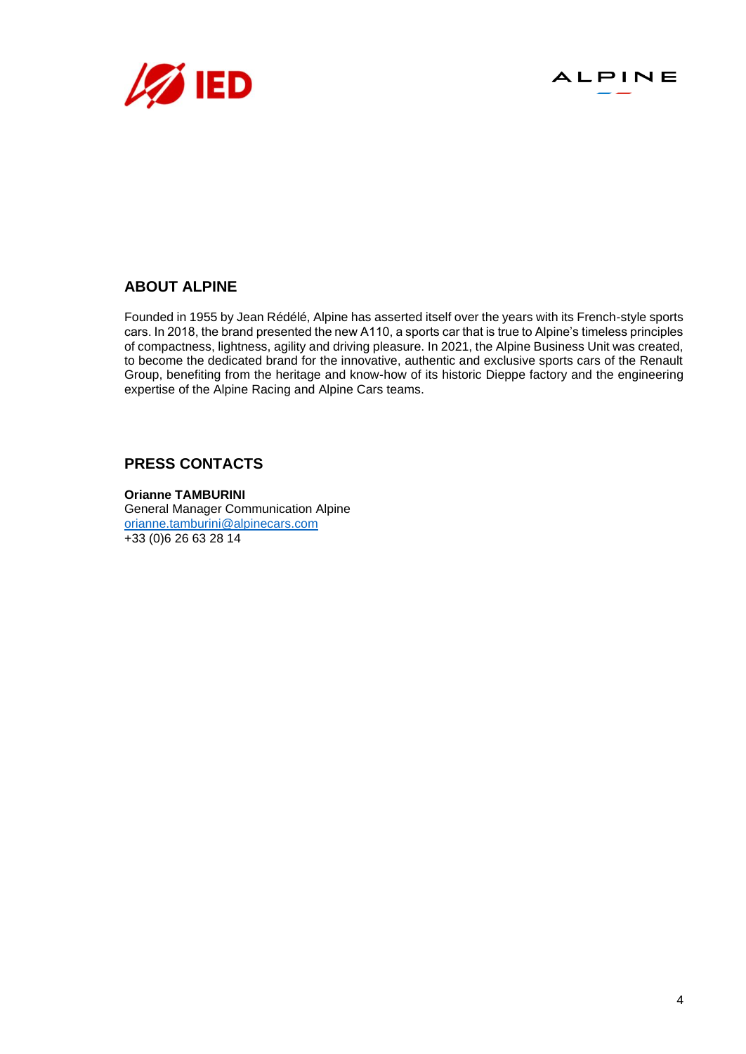## ABOUT ALPINE

Founded in 1955 by Jean Rédélé, Alpine has asserted itself over the years with its French-style sports cars. In 2018, the brand presented the new A110, a sports car that is true to Alpine's timeless principles of compactness, lightness, agility and driving pleasure. In 2021, the Alpine Business Unit was created, to become the dedicated brand for the innovative, authentic and exclusive sports cars of the Renault Group, benefiting from the heritage and know-how of its historic Dieppe factory and the engineering expertise of the Alpine Racing and Alpine Cars teams.

## PRESS CONTACTS

**Orianne TAMBURINI**
General Manager Communication Alpine
orianne.tamburini@alpinecars.com
+33 (0)6 26 63 28 14